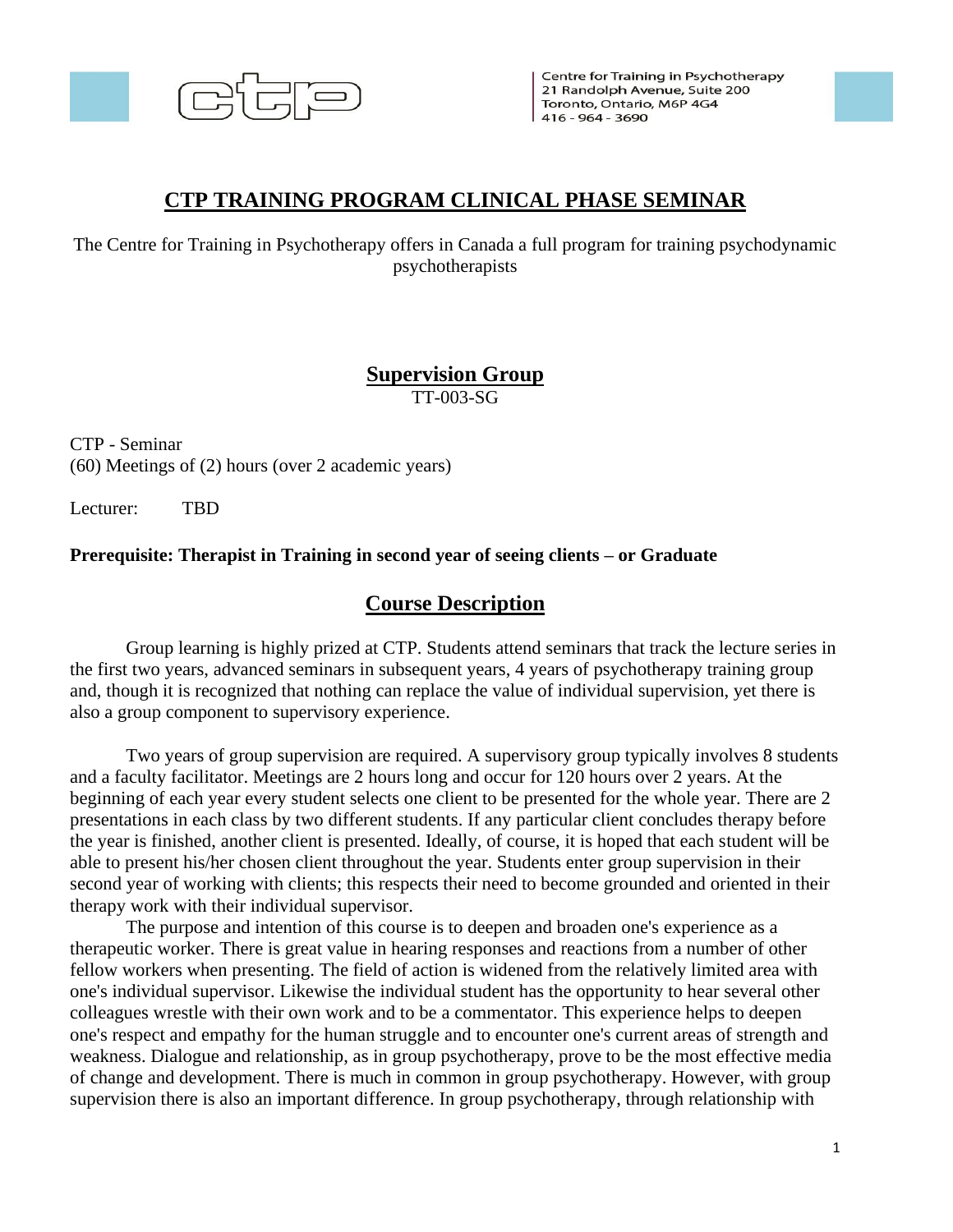Centre for Training in Psychotherapy
21 Randolph Avenue, Suite 200
Toronto, Ontario, M6P 4G4
416 - 964 - 3690

# CTP TRAINING PROGRAM CLINICAL PHASE SEMINAR

The Centre for Training in Psychotherapy offers in Canada a full program for training psychodynamic psychotherapists

## Supervision Group

TT-003-SG

CTP - Seminar
(60) Meetings of (2) hours (over 2 academic years)

Lecturer: TBD

**Prerequisite: Therapist in Training in second year of seeing clients – or Graduate**

## Course Description

Group learning is highly prized at CTP. Students attend seminars that track the lecture series in the first two years, advanced seminars in subsequent years, 4 years of psychotherapy training group and, though it is recognized that nothing can replace the value of individual supervision, yet there is also a group component to supervisory experience.

Two years of group supervision are required. A supervisory group typically involves 8 students and a faculty facilitator. Meetings are 2 hours long and occur for 120 hours over 2 years. At the beginning of each year every student selects one client to be presented for the whole year. There are 2 presentations in each class by two different students. If any particular client concludes therapy before the year is finished, another client is presented. Ideally, of course, it is hoped that each student will be able to present his/her chosen client throughout the year. Students enter group supervision in their second year of working with clients; this respects their need to become grounded and oriented in their therapy work with their individual supervisor.

The purpose and intention of this course is to deepen and broaden one's experience as a therapeutic worker. There is great value in hearing responses and reactions from a number of other fellow workers when presenting. The field of action is widened from the relatively limited area with one's individual supervisor. Likewise the individual student has the opportunity to hear several other colleagues wrestle with their own work and to be a commentator. This experience helps to deepen one's respect and empathy for the human struggle and to encounter one's current areas of strength and weakness. Dialogue and relationship, as in group psychotherapy, prove to be the most effective media of change and development. There is much in common in group psychotherapy. However, with group supervision there is also an important difference. In group psychotherapy, through relationship with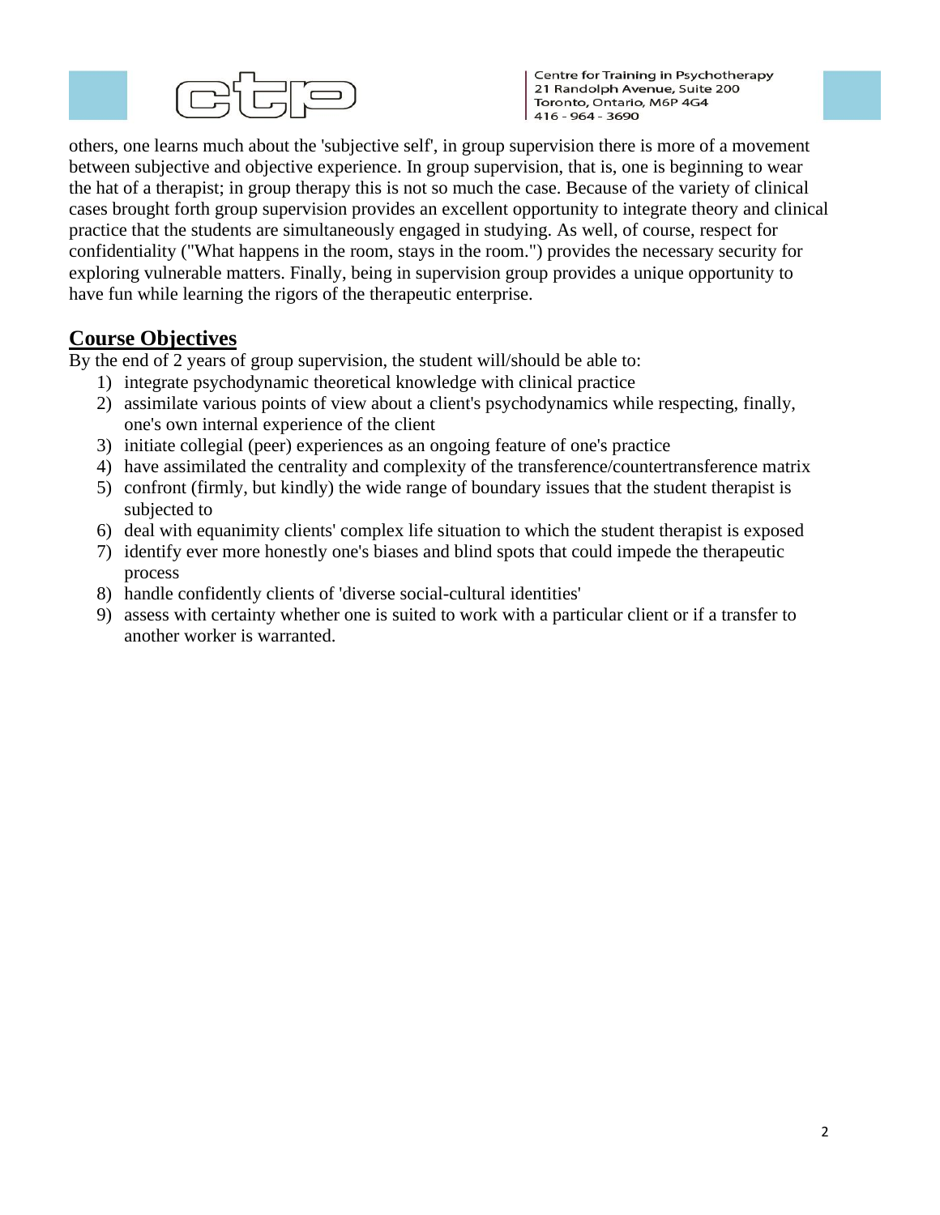others, one learns much about the 'subjective self', in group supervision there is more of a movement between subjective and objective experience. In group supervision, that is, one is beginning to wear the hat of a therapist; in group therapy this is not so much the case. Because of the variety of clinical cases brought forth group supervision provides an excellent opportunity to integrate theory and clinical practice that the students are simultaneously engaged in studying. As well, of course, respect for confidentiality ("What happens in the room, stays in the room.") provides the necessary security for exploring vulnerable matters. Finally, being in supervision group provides a unique opportunity to have fun while learning the rigors of the therapeutic enterprise.

## Course Objectives

By the end of 2 years of group supervision, the student will/should be able to:

1) integrate psychodynamic theoretical knowledge with clinical practice
2) assimilate various points of view about a client's psychodynamics while respecting, finally, one's own internal experience of the client
3) initiate collegial (peer) experiences as an ongoing feature of one's practice
4) have assimilated the centrality and complexity of the transference/countertransference matrix
5) confront (firmly, but kindly) the wide range of boundary issues that the student therapist is subjected to
6) deal with equanimity clients' complex life situation to which the student therapist is exposed
7) identify ever more honestly one's biases and blind spots that could impede the therapeutic process
8) handle confidently clients of 'diverse social-cultural identities'
9) assess with certainty whether one is suited to work with a particular client or if a transfer to another worker is warranted.